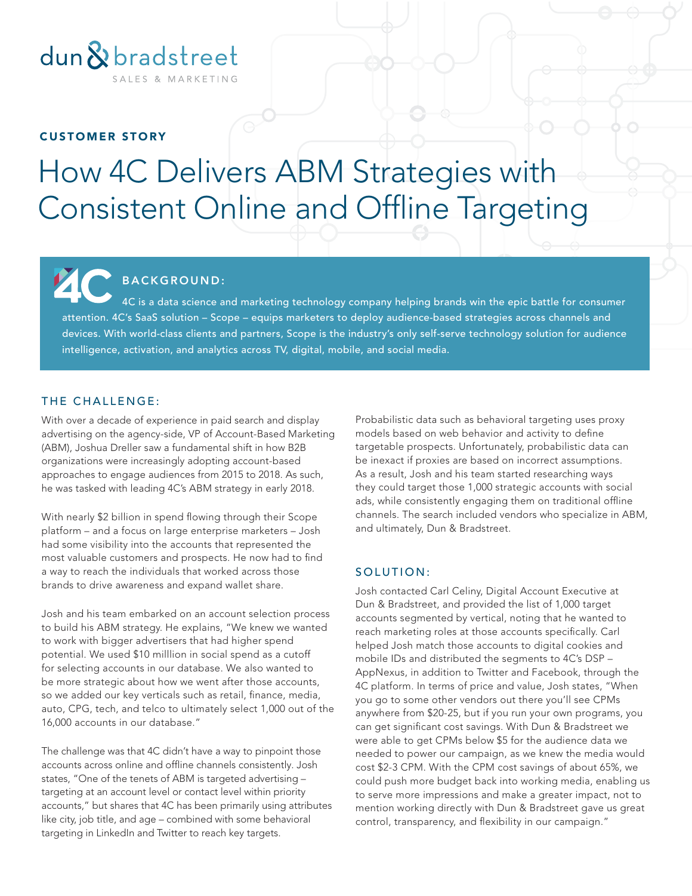dun & bradstreet
SALES & MARKETING

CUSTOMER STORY

# How 4C Delivers ABM Strategies with Consistent Online and Offline Targeting

## BACKGROUND:

4C is a data science and marketing technology company helping brands win the epic battle for consumer attention. 4C's SaaS solution – Scope – equips marketers to deploy audience-based strategies across channels and devices. With world-class clients and partners, Scope is the industry's only self-serve technology solution for audience intelligence, activation, and analytics across TV, digital, mobile, and social media.

## THE CHALLENGE:

With over a decade of experience in paid search and display advertising on the agency-side, VP of Account-Based Marketing (ABM), Joshua Dreller saw a fundamental shift in how B2B organizations were increasingly adopting account-based approaches to engage audiences from 2015 to 2018. As such, he was tasked with leading 4C's ABM strategy in early 2018.

With nearly $2 billion in spend flowing through their Scope platform – and a focus on large enterprise marketers – Josh had some visibility into the accounts that represented the most valuable customers and prospects. He now had to find a way to reach the individuals that worked across those brands to drive awareness and expand wallet share.

Josh and his team embarked on an account selection process to build his ABM strategy. He explains, "We knew we wanted to work with bigger advertisers that had higher spend potential. We used $10 milllion in social spend as a cutoff for selecting accounts in our database. We also wanted to be more strategic about how we went after those accounts, so we added our key verticals such as retail, finance, media, auto, CPG, tech, and telco to ultimately select 1,000 out of the 16,000 accounts in our database."

The challenge was that 4C didn't have a way to pinpoint those accounts across online and offline channels consistently. Josh states, "One of the tenets of ABM is targeted advertising – targeting at an account level or contact level within priority accounts," but shares that 4C has been primarily using attributes like city, job title, and age – combined with some behavioral targeting in LinkedIn and Twitter to reach key targets.

Probabilistic data such as behavioral targeting uses proxy models based on web behavior and activity to define targetable prospects. Unfortunately, probabilistic data can be inexact if proxies are based on incorrect assumptions. As a result, Josh and his team started researching ways they could target those 1,000 strategic accounts with social ads, while consistently engaging them on traditional offline channels. The search included vendors who specialize in ABM, and ultimately, Dun & Bradstreet.

## SOLUTION:

Josh contacted Carl Celiny, Digital Account Executive at Dun & Bradstreet, and provided the list of 1,000 target accounts segmented by vertical, noting that he wanted to reach marketing roles at those accounts specifically. Carl helped Josh match those accounts to digital cookies and mobile IDs and distributed the segments to 4C's DSP – AppNexus, in addition to Twitter and Facebook, through the 4C platform. In terms of price and value, Josh states, "When you go to some other vendors out there you'll see CPMs anywhere from $20-25, but if you run your own programs, you can get significant cost savings. With Dun & Bradstreet we were able to get CPMs below $5 for the audience data we needed to power our campaign, as we knew the media would cost $2-3 CPM. With the CPM cost savings of about 65%, we could push more budget back into working media, enabling us to serve more impressions and make a greater impact, not to mention working directly with Dun & Bradstreet gave us great control, transparency, and flexibility in our campaign."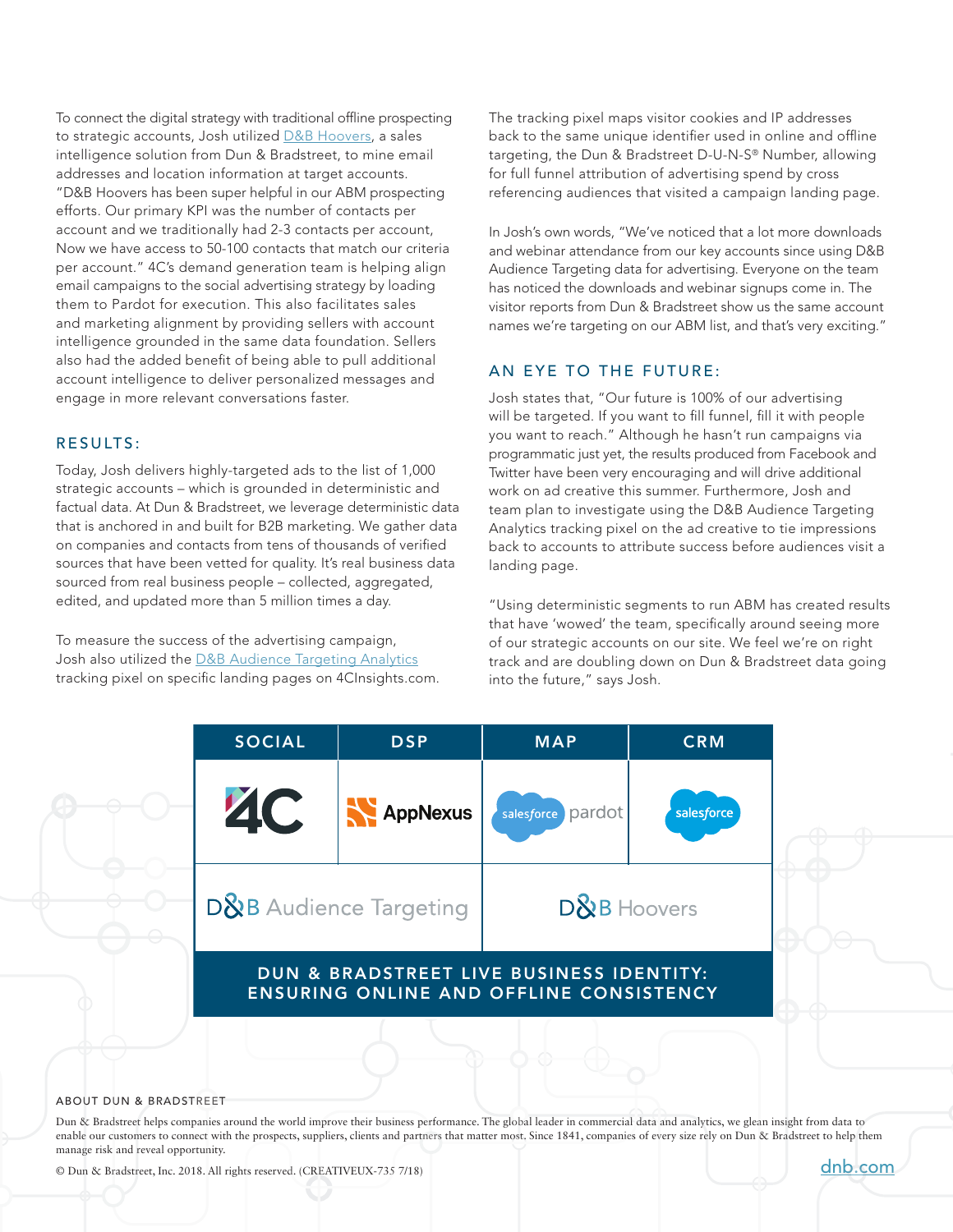To connect the digital strategy with traditional offline prospecting to strategic accounts, Josh utilized D&B Hoovers, a sales intelligence solution from Dun & Bradstreet, to mine email addresses and location information at target accounts. "D&B Hoovers has been super helpful in our ABM prospecting efforts. Our primary KPI was the number of contacts per account and we traditionally had 2-3 contacts per account, Now we have access to 50-100 contacts that match our criteria per account." 4C's demand generation team is helping align email campaigns to the social advertising strategy by loading them to Pardot for execution. This also facilitates sales and marketing alignment by providing sellers with account intelligence grounded in the same data foundation. Sellers also had the added benefit of being able to pull additional account intelligence to deliver personalized messages and engage in more relevant conversations faster.

## RESULTS:

Today, Josh delivers highly-targeted ads to the list of 1,000 strategic accounts – which is grounded in deterministic and factual data. At Dun & Bradstreet, we leverage deterministic data that is anchored in and built for B2B marketing. We gather data on companies and contacts from tens of thousands of verified sources that have been vetted for quality. It's real business data sourced from real business people – collected, aggregated, edited, and updated more than 5 million times a day.

To measure the success of the advertising campaign, Josh also utilized the D&B Audience Targeting Analytics tracking pixel on specific landing pages on 4CInsights.com. The tracking pixel maps visitor cookies and IP addresses back to the same unique identifier used in online and offline targeting, the Dun & Bradstreet D-U-N-S® Number, allowing for full funnel attribution of advertising spend by cross referencing audiences that visited a campaign landing page.

In Josh's own words, "We've noticed that a lot more downloads and webinar attendance from our key accounts since using D&B Audience Targeting data for advertising. Everyone on the team has noticed the downloads and webinar signups come in. The visitor reports from Dun & Bradstreet show us the same account names we're targeting on our ABM list, and that's very exciting."

## AN EYE TO THE FUTURE:

Josh states that, "Our future is 100% of our advertising will be targeted. If you want to fill funnel, fill it with people you want to reach." Although he hasn't run campaigns via programmatic just yet, the results produced from Facebook and Twitter have been very encouraging and will drive additional work on ad creative this summer. Furthermore, Josh and team plan to investigate using the D&B Audience Targeting Analytics tracking pixel on the ad creative to tie impressions back to accounts to attribute success before audiences visit a landing page.

"Using deterministic segments to run ABM has created results that have 'wowed' the team, specifically around seeing more of our strategic accounts on our site. We feel we're on right track and are doubling down on Dun & Bradstreet data going into the future," says Josh.

| SOCIAL | DSP | MAP | CRM |
|---|---|---|---|
| 4C | AppNexus | salesforce pardot | salesforce |
| D&B Audience Targeting | | D&B Hoovers | |

DUN & BRADSTREET LIVE BUSINESS IDENTITY:
ENSURING ONLINE AND OFFLINE CONSISTENCY

ABOUT DUN & BRADSTREET

Dun & Bradstreet helps companies around the world improve their business performance. The global leader in commercial data and analytics, we glean insight from data to enable our customers to connect with the prospects, suppliers, clients and partners that matter most. Since 1841, companies of every size rely on Dun & Bradstreet to help them manage risk and reveal opportunity.

© Dun & Bradstreet, Inc. 2018. All rights reserved. (CREATIVEUX-735 7/18)

dnb.com